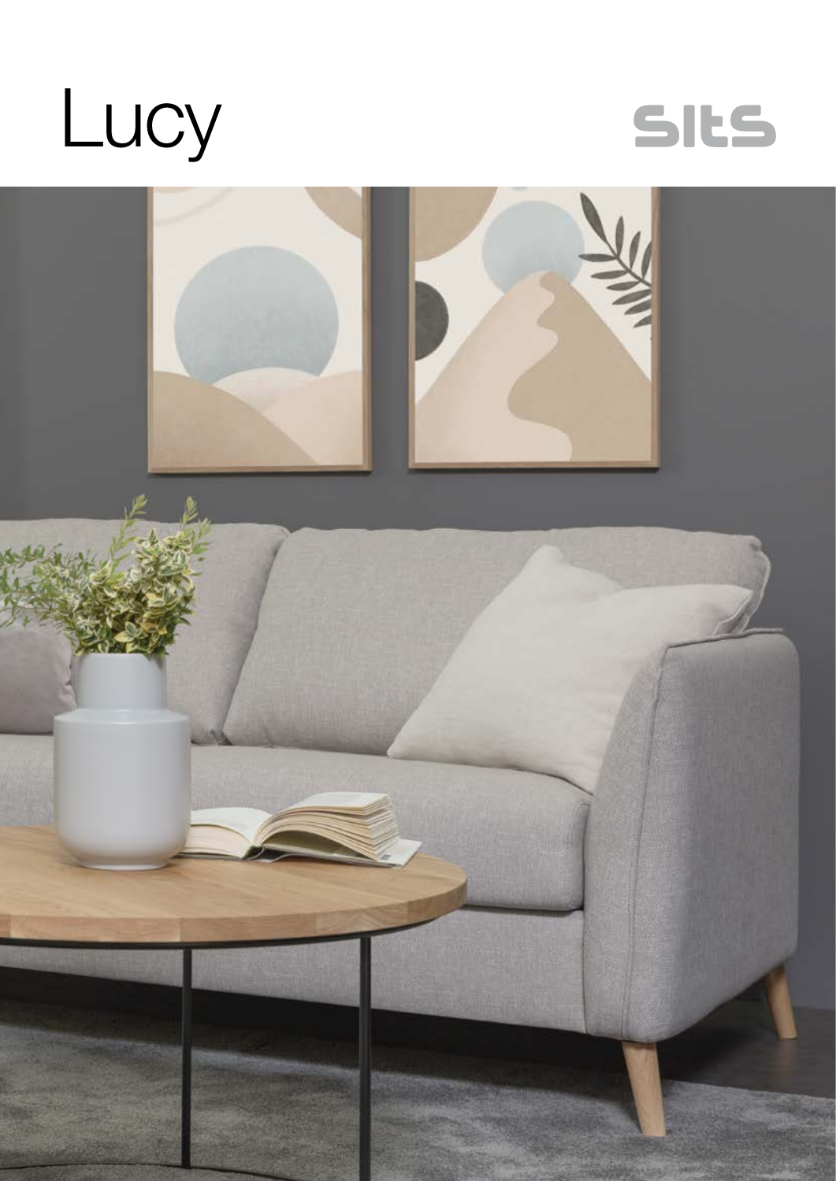# Lucy

SITS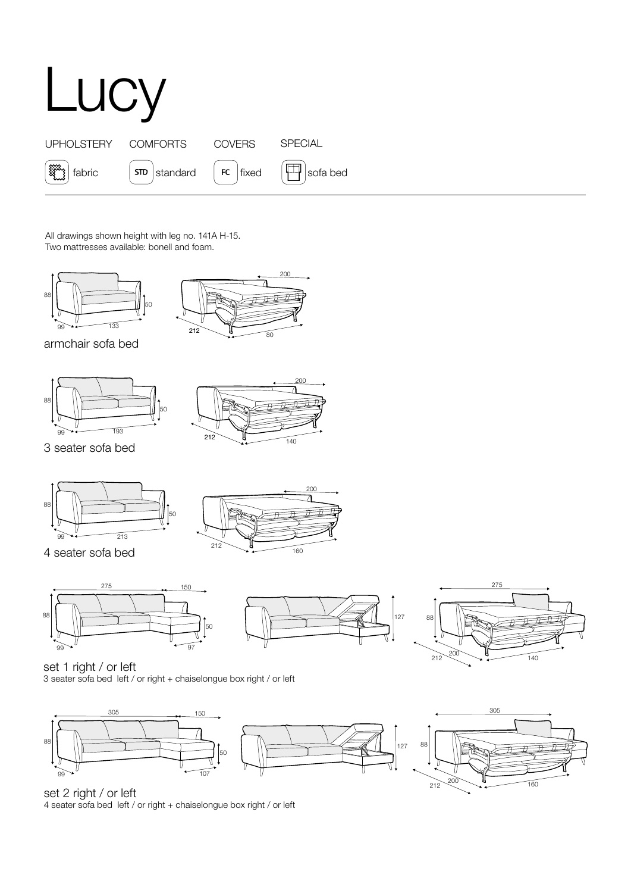# Lucy

| UPHOLSTERY | COMFORTS | COVERS | SPECIAL |
|---|---|---|---|
| fabric | STD standard | FC fixed | sofa bed |

All drawings shown height with leg no. 141A H-15.
Two mattresses available: bonell and foam.

88
50
99
133
200
212
80

armchair sofa bed

88
50
99
193
200
212
140

3 seater sofa bed

88
50
99
213
200
212
160

4 seater sofa bed

275
150
88
50
99
97
127
275
88
212
200
140

set 1 right / or left
3 seater sofa bed left / or right + chaiselongue box right / or left

305
150
88
50
99
107
127
305
88
212
200
160

set 2 right / or left
4 seater sofa bed left / or right + chaiselongue box right / or left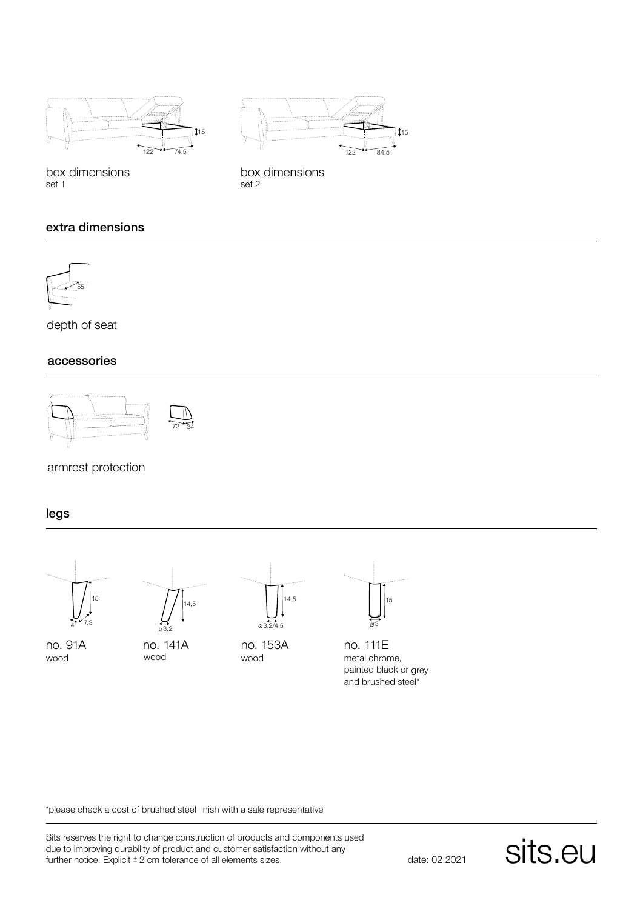15

122 74,5

box dimensions
set 1

15

122 84,5

box dimensions
set 2

## extra dimensions

55

depth of seat

## accessories

72 34

armrest protection

## legs

15

4 7,3

no. 91A
wood

14,5

ø3,2

no. 141A
wood

14,5

ø3,2/4,5

no. 153A
wood

15

ø3

no. 111E
metal chrome,
painted black or grey
and brushed steel*

*please check a cost of brushed steel nish with a sale representative

Sits reserves the right to change construction of products and components used due to improving durability of product and customer satisfaction without any further notice. Explicit ± 2 cm tolerance of all elements sizes.

date: 02.2021

sits.eu